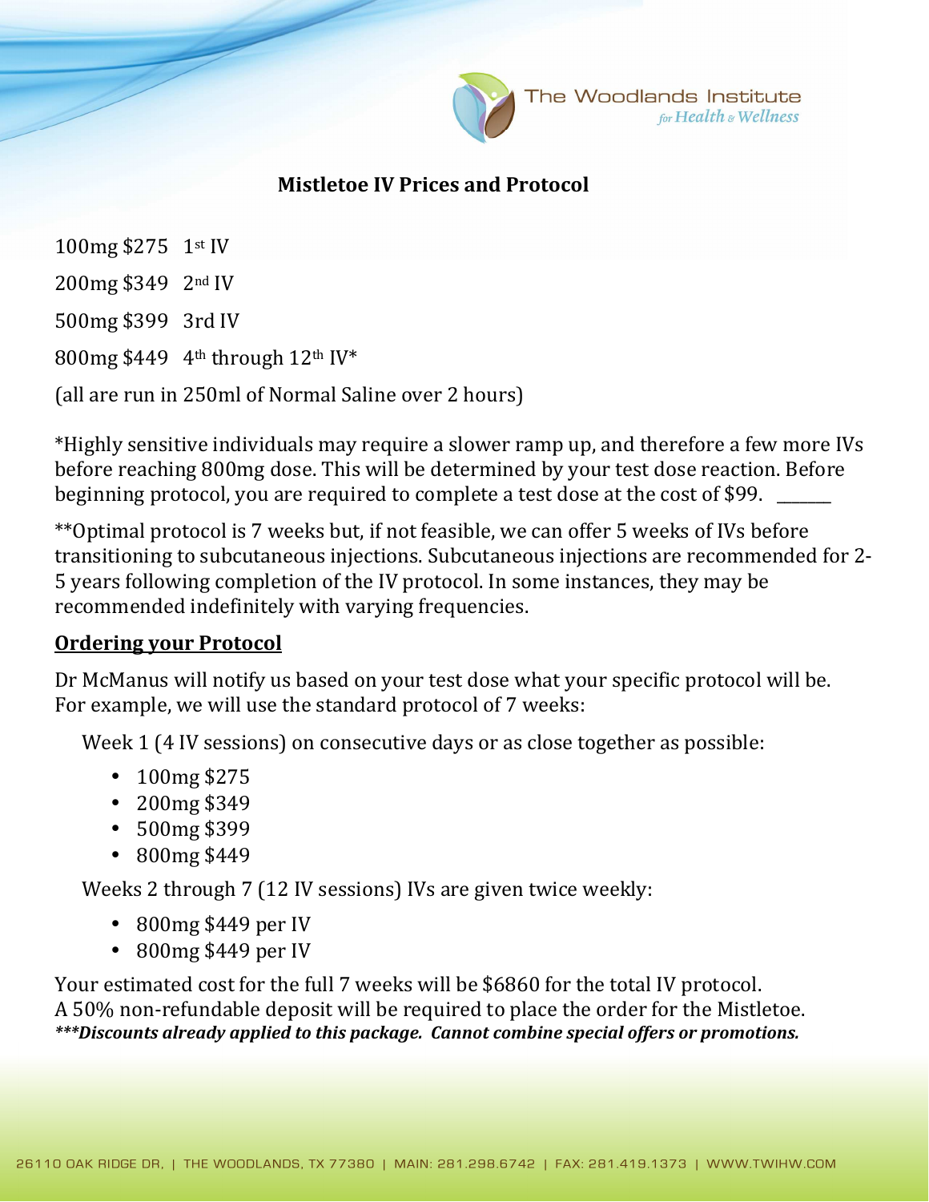The Woodlands Institute *for Health & Wellness*

## Mistletoe IV Prices and Protocol

100mg $275 1st IV

200mg $349 2nd IV

500mg $399 3rd IV

800mg $449 4th through 12th IV*

(all are run in 250ml of Normal Saline over 2 hours)

*Highly sensitive individuals may require a slower ramp up, and therefore a few more IVs before reaching 800mg dose. This will be determined by your test dose reaction. Before beginning protocol, you are required to complete a test dose at the cost of $99. _______

**Optimal protocol is 7 weeks but, if not feasible, we can offer 5 weeks of IVs before transitioning to subcutaneous injections. Subcutaneous injections are recommended for 2-5 years following completion of the IV protocol. In some instances, they may be recommended indefinitely with varying frequencies.

### Ordering your Protocol

Dr McManus will notify us based on your test dose what your specific protocol will be. For example, we will use the standard protocol of 7 weeks:

Week 1 (4 IV sessions) on consecutive days or as close together as possible:

- 100mg $275
- 200mg $349
- 500mg $399
- 800mg $449

Weeks 2 through 7 (12 IV sessions) IVs are given twice weekly:

- 800mg $449 per IV
- 800mg $449 per IV

Your estimated cost for the full 7 weeks will be $6860 for the total IV protocol.
A 50% non-refundable deposit will be required to place the order for the Mistletoe.
***Discounts already applied to this package. Cannot combine special offers or promotions.***

26110 OAK RIDGE DR, | THE WOODLANDS, TX 77380 | MAIN: 281.298.6742 | FAX: 281.419.1373 | WWW.TWIHW.COM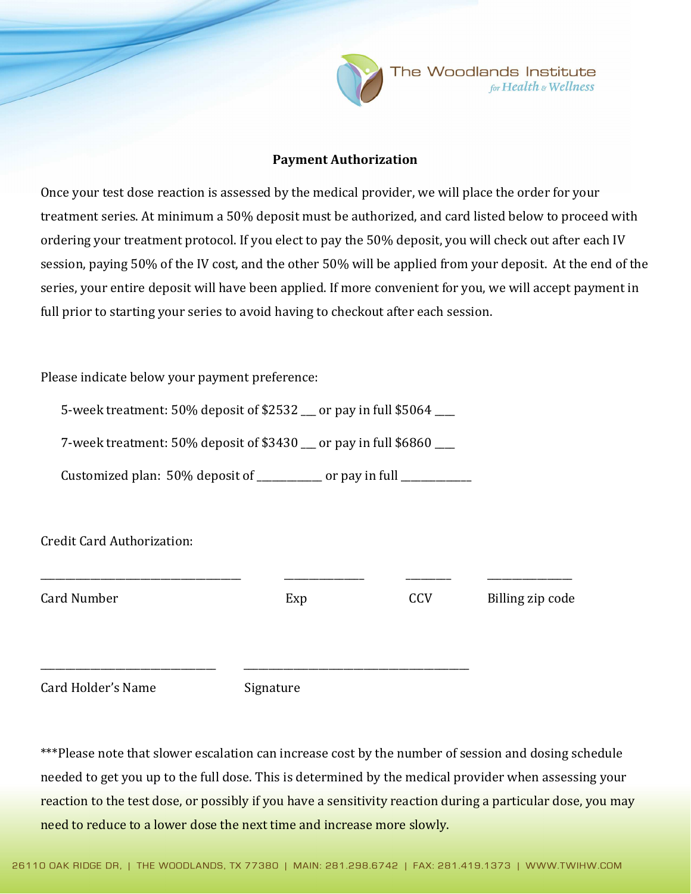The Woodlands Institute *for Health & Wellness*

**Payment Authorization**

Once your test dose reaction is assessed by the medical provider, we will place the order for your treatment series. At minimum a 50% deposit must be authorized, and card listed below to proceed with ordering your treatment protocol. If you elect to pay the 50% deposit, you will check out after each IV session, paying 50% of the IV cost, and the other 50% will be applied from your deposit. At the end of the series, your entire deposit will have been applied. If more convenient for you, we will accept payment in full prior to starting your series to avoid having to checkout after each session.

Please indicate below your payment preference:

5-week treatment: 50% deposit of $2532 ___ or pay in full $5064 ____

7-week treatment: 50% deposit of $3430 ___ or pay in full $6860 ____

Customized plan: 50% deposit of ____________ or pay in full ______________

Credit Card Authorization:

____________________________________ ______________ ________ _______________

Card Number | Exp | CCV | Billing zip code

_______________________________ ________________________________________

Card Holder's Name | Signature

***Please note that slower escalation can increase cost by the number of session and dosing schedule needed to get you up to the full dose. This is determined by the medical provider when assessing your reaction to the test dose, or possibly if you have a sensitivity reaction during a particular dose, you may need to reduce to a lower dose the next time and increase more slowly.

26110 OAK RIDGE DR, | THE WOODLANDS, TX 77380 | MAIN: 281.298.6742 | FAX: 281.419.1373 | WWW.TWIHW.COM